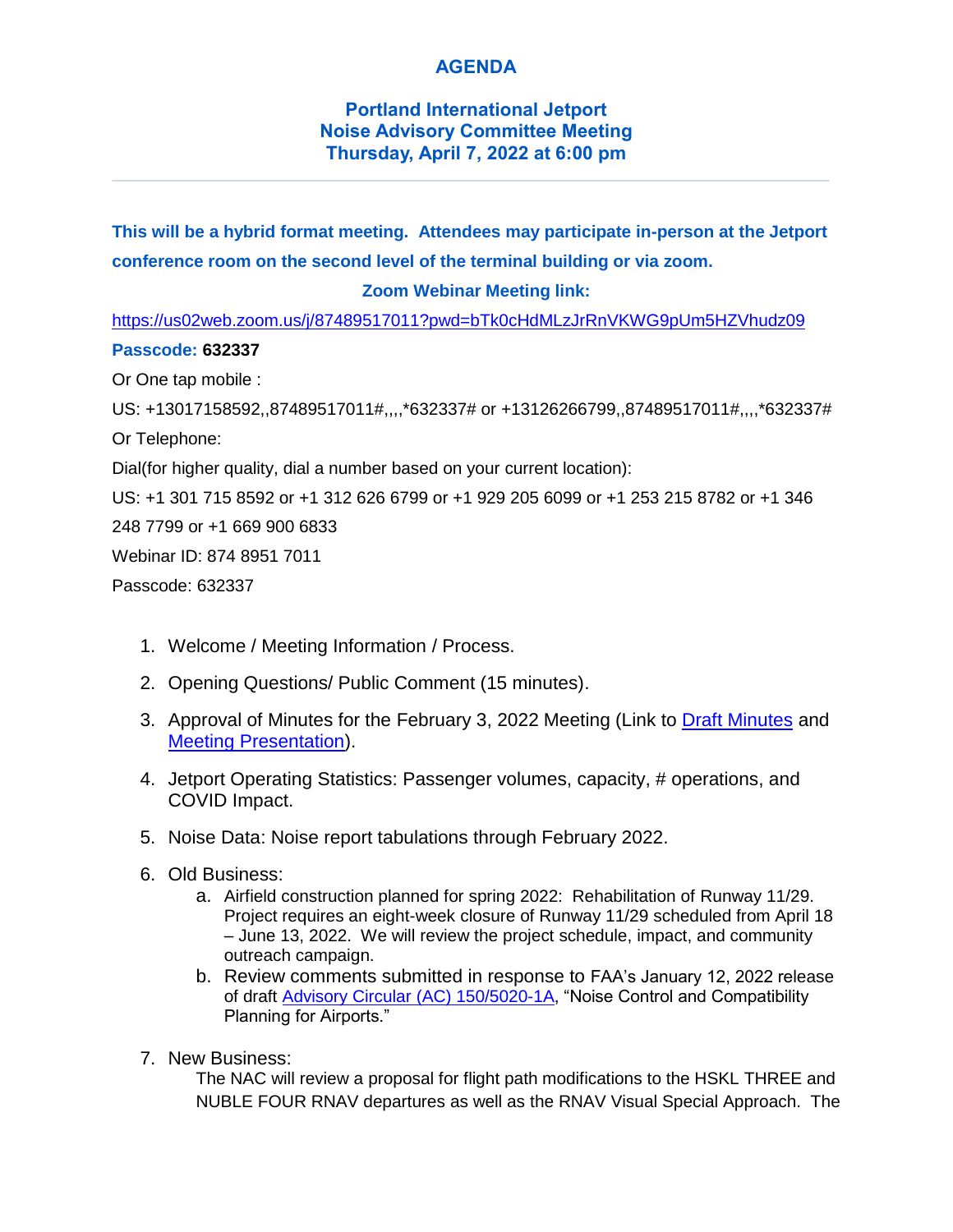# AGENDA

## Portland International Jetport
## Noise Advisory Committee Meeting
## Thursday, April 7, 2022 at 6:00 pm

---

**This will be a hybrid format meeting. Attendees may participate in-person at the Jetport conference room on the second level of the terminal building or via zoom.**

**Zoom Webinar Meeting link:**

https://us02web.zoom.us/j/87489517011?pwd=bTk0cHdMLzJrRnVKWG9pUm5HZVhudz09

**Passcode: 632337**

Or One tap mobile :

US: +13017158592,,87489517011#,,,,*632337# or +13126266799,,87489517011#,,,,*632337#

Or Telephone:

Dial(for higher quality, dial a number based on your current location):

US: +1 301 715 8592 or +1 312 626 6799 or +1 929 205 6099 or +1 253 215 8782 or +1 346 248 7799 or +1 669 900 6833

Webinar ID: 874 8951 7011

Passcode: 632337

1. Welcome / Meeting Information / Process.
2. Opening Questions/ Public Comment (15 minutes).
3. Approval of Minutes for the February 3, 2022 Meeting (Link to Draft Minutes and Meeting Presentation).
4. Jetport Operating Statistics: Passenger volumes, capacity, # operations, and COVID Impact.
5. Noise Data: Noise report tabulations through February 2022.
6. Old Business:
   a. Airfield construction planned for spring 2022: Rehabilitation of Runway 11/29. Project requires an eight-week closure of Runway 11/29 scheduled from April 18 – June 13, 2022. We will review the project schedule, impact, and community outreach campaign.
   b. Review comments submitted in response to FAA's January 12, 2022 release of draft Advisory Circular (AC) 150/5020-1A, "Noise Control and Compatibility Planning for Airports."
7. New Business:

   The NAC will review a proposal for flight path modifications to the HSKL THREE and NUBLE FOUR RNAV departures as well as the RNAV Visual Special Approach. The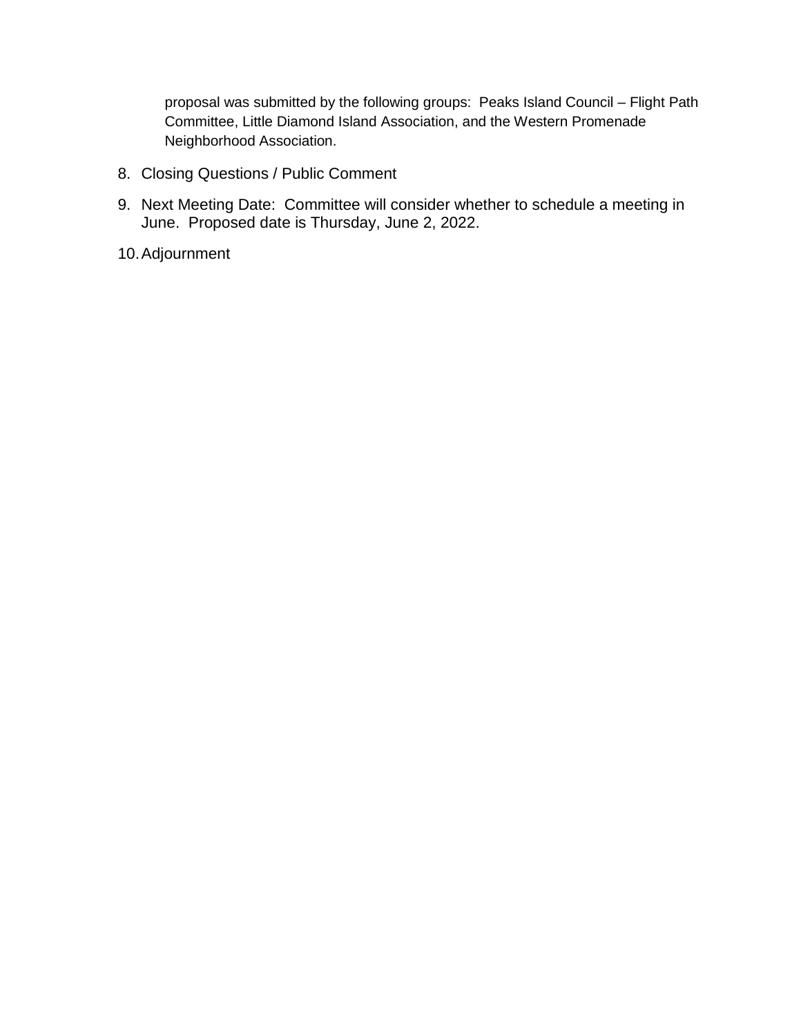proposal was submitted by the following groups: Peaks Island Council – Flight Path Committee, Little Diamond Island Association, and the Western Promenade Neighborhood Association.

8. Closing Questions / Public Comment
9. Next Meeting Date: Committee will consider whether to schedule a meeting in June. Proposed date is Thursday, June 2, 2022.
10. Adjournment